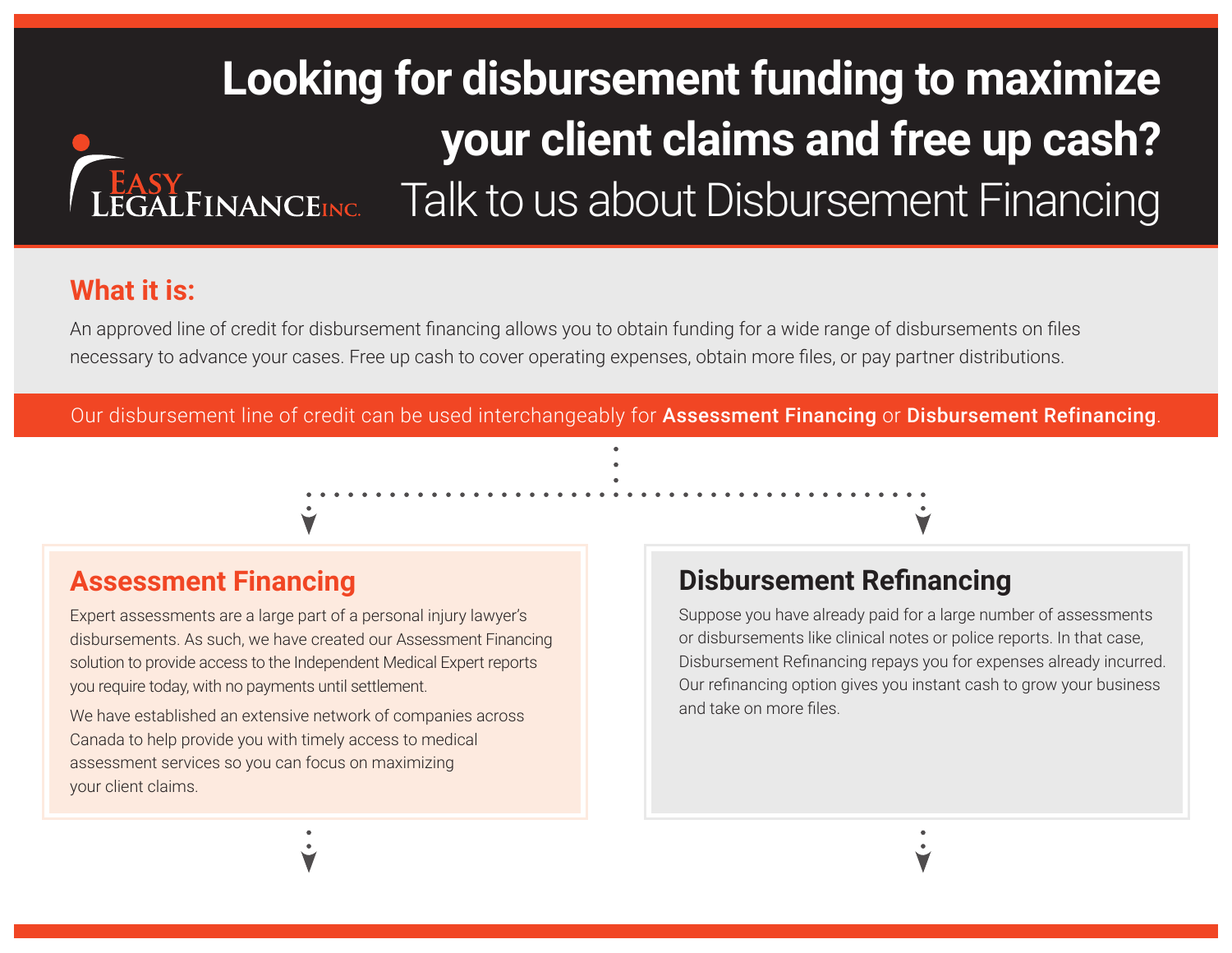Easy Legal Finance Inc.

# Looking for disbursement funding to maximize your client claims and free up cash?

Talk to us about Disbursement Financing

## What it is:

An approved line of credit for disbursement financing allows you to obtain funding for a wide range of disbursements on files necessary to advance your cases. Free up cash to cover operating expenses, obtain more files, or pay partner distributions.

Our disbursement line of credit can be used interchangeably for **Assessment Financing** or **Disbursement Refinancing**.

## Assessment Financing

Expert assessments are a large part of a personal injury lawyer's disbursements. As such, we have created our Assessment Financing solution to provide access to the Independent Medical Expert reports you require today, with no payments until settlement.

We have established an extensive network of companies across Canada to help provide you with timely access to medical assessment services so you can focus on maximizing your client claims.

## Disbursement Refinancing

Suppose you have already paid for a large number of assessments or disbursements like clinical notes or police reports. In that case, Disbursement Refinancing repays you for expenses already incurred. Our refinancing option gives you instant cash to grow your business and take on more files.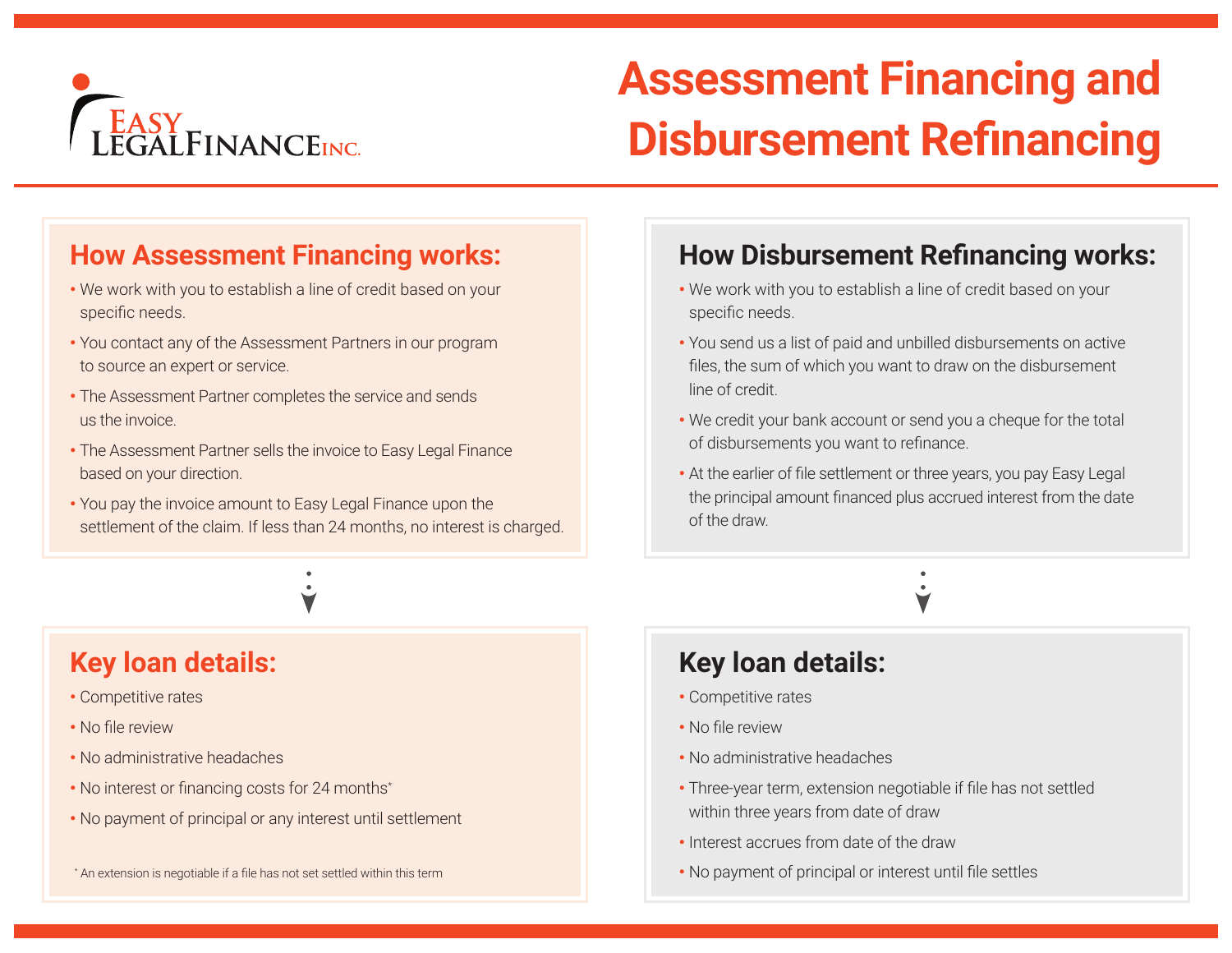EASY LEGAL FINANCE INC.

# Assessment Financing and Disbursement Refinancing

## How Assessment Financing works:

- We work with you to establish a line of credit based on your specific needs.
- You contact any of the Assessment Partners in our program to source an expert or service.
- The Assessment Partner completes the service and sends us the invoice.
- The Assessment Partner sells the invoice to Easy Legal Finance based on your direction.
- You pay the invoice amount to Easy Legal Finance upon the settlement of the claim. If less than 24 months, no interest is charged.

## Key loan details:

- Competitive rates
- No file review
- No administrative headaches
- No interest or financing costs for 24 months*
- No payment of principal or any interest until settlement

\* An extension is negotiable if a file has not set settled within this term

## How Disbursement Refinancing works:

- We work with you to establish a line of credit based on your specific needs.
- You send us a list of paid and unbilled disbursements on active files, the sum of which you want to draw on the disbursement line of credit.
- We credit your bank account or send you a cheque for the total of disbursements you want to refinance.
- At the earlier of file settlement or three years, you pay Easy Legal the principal amount financed plus accrued interest from the date of the draw.

## Key loan details:

- Competitive rates
- No file review
- No administrative headaches
- Three-year term, extension negotiable if file has not settled within three years from date of draw
- Interest accrues from date of the draw
- No payment of principal or interest until file settles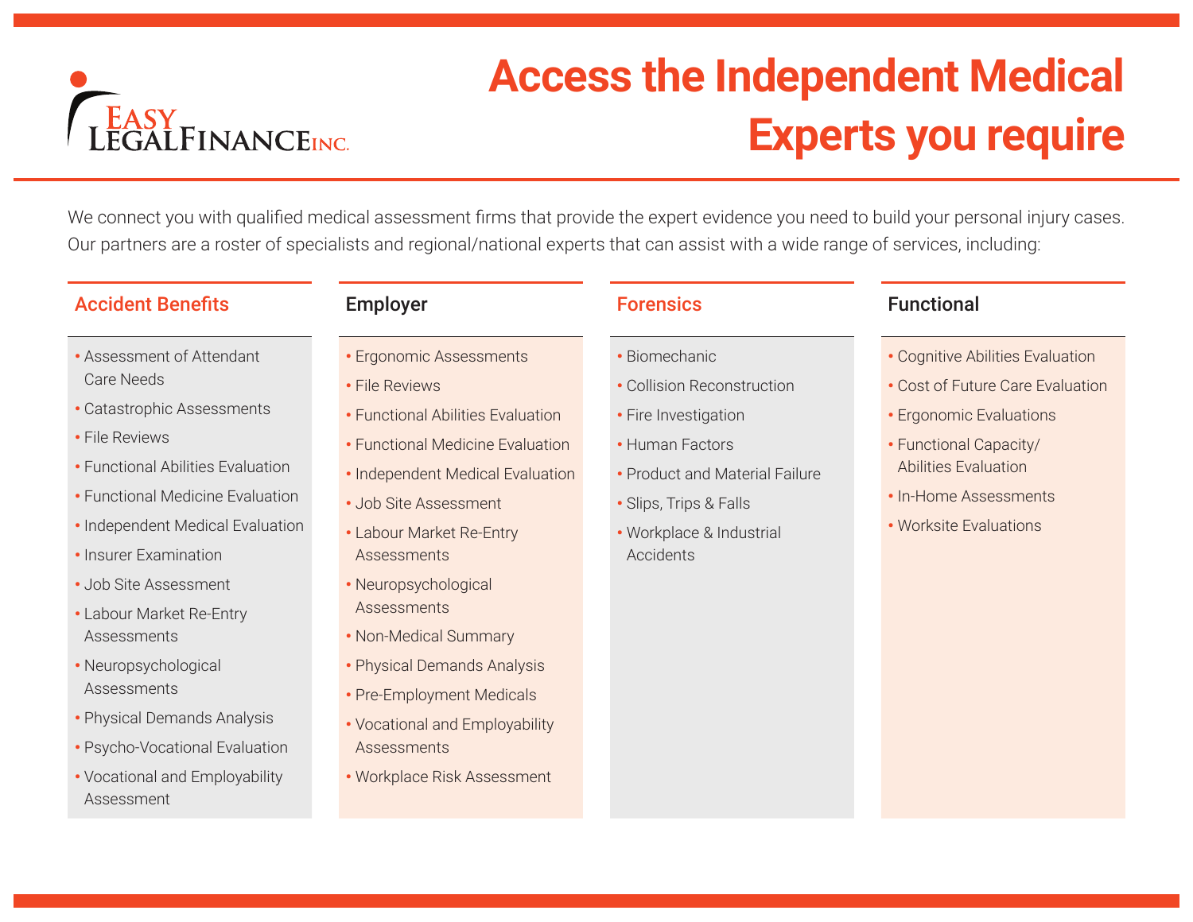Easy Legal Finance Inc.

# Access the Independent Medical Experts you require

We connect you with qualified medical assessment firms that provide the expert evidence you need to build your personal injury cases. Our partners are a roster of specialists and regional/national experts that can assist with a wide range of services, including:

## Accident Benefits

- Assessment of Attendant Care Needs
- Catastrophic Assessments
- File Reviews
- Functional Abilities Evaluation
- Functional Medicine Evaluation
- Independent Medical Evaluation
- Insurer Examination
- Job Site Assessment
- Labour Market Re-Entry Assessments
- Neuropsychological Assessments
- Physical Demands Analysis
- Psycho-Vocational Evaluation
- Vocational and Employability Assessment

## Employer

- Ergonomic Assessments
- File Reviews
- Functional Abilities Evaluation
- Functional Medicine Evaluation
- Independent Medical Evaluation
- Job Site Assessment
- Labour Market Re-Entry Assessments
- Neuropsychological Assessments
- Non-Medical Summary
- Physical Demands Analysis
- Pre-Employment Medicals
- Vocational and Employability Assessments
- Workplace Risk Assessment

## Forensics

- Biomechanic
- Collision Reconstruction
- Fire Investigation
- Human Factors
- Product and Material Failure
- Slips, Trips & Falls
- Workplace & Industrial Accidents

## Functional

- Cognitive Abilities Evaluation
- Cost of Future Care Evaluation
- Ergonomic Evaluations
- Functional Capacity/ Abilities Evaluation
- In-Home Assessments
- Worksite Evaluations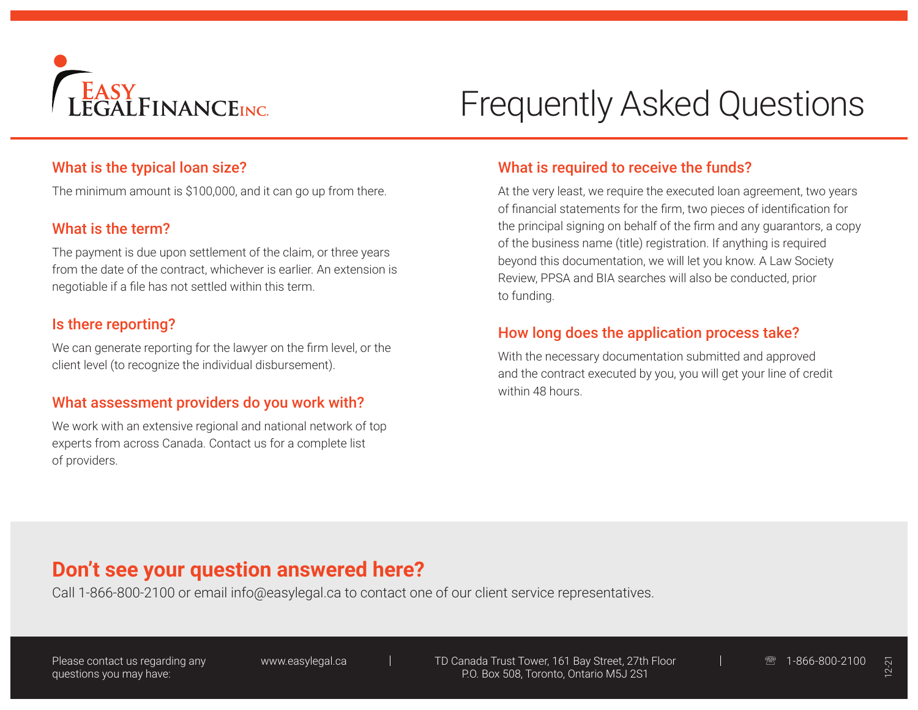Easy Legal Finance Inc.

# Frequently Asked Questions

## What is the typical loan size?

The minimum amount is $100,000, and it can go up from there.

## What is the term?

The payment is due upon settlement of the claim, or three years from the date of the contract, whichever is earlier. An extension is negotiable if a file has not settled within this term.

## Is there reporting?

We can generate reporting for the lawyer on the firm level, or the client level (to recognize the individual disbursement).

## What assessment providers do you work with?

We work with an extensive regional and national network of top experts from across Canada. Contact us for a complete list of providers.

## What is required to receive the funds?

At the very least, we require the executed loan agreement, two years of financial statements for the firm, two pieces of identification for the principal signing on behalf of the firm and any guarantors, a copy of the business name (title) registration. If anything is required beyond this documentation, we will let you know. A Law Society Review, PPSA and BIA searches will also be conducted, prior to funding.

## How long does the application process take?

With the necessary documentation submitted and approved and the contract executed by you, you will get your line of credit within 48 hours.

## Don't see your question answered here?

Call 1-866-800-2100 or email info@easylegal.ca to contact one of our client service representatives.

Please contact us regarding any questions you may have: | www.easylegal.ca | TD Canada Trust Tower, 161 Bay Street, 27th Floor P.O. Box 508, Toronto, Ontario M5J 2S1 | ☏ 1-866-800-2100

12-21